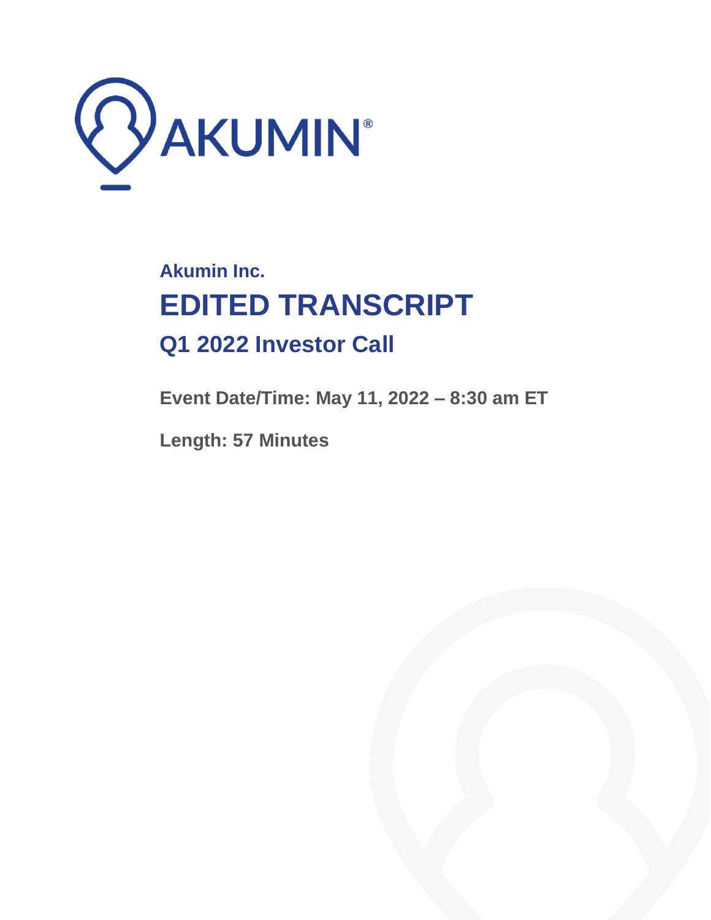AKUMIN®

**Akumin Inc.**

# EDITED TRANSCRIPT

## Q1 2022 Investor Call

**Event Date/Time: May 11, 2022 – 8:30 am ET**

**Length: 57 Minutes**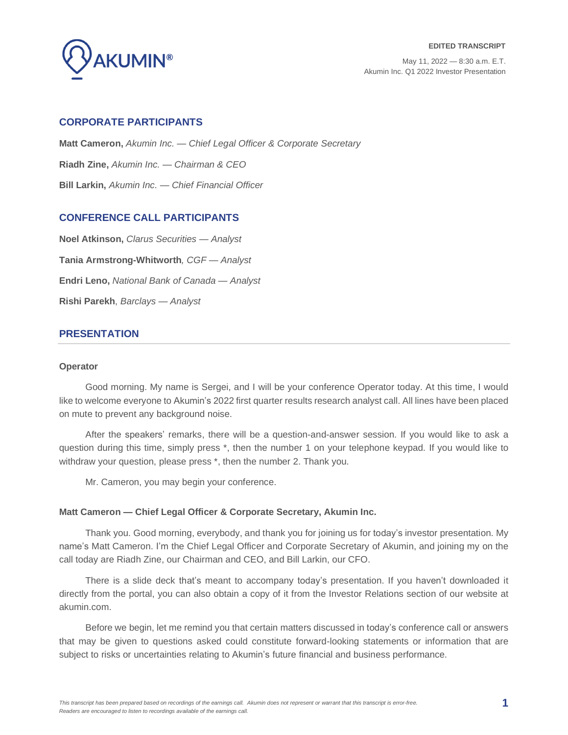**EDITED TRANSCRIPT**

May 11, 2022 — 8:30 a.m. E.T.
Akumin Inc. Q1 2022 Investor Presentation

## CORPORATE PARTICIPANTS

**Matt Cameron,** *Akumin Inc. — Chief Legal Officer & Corporate Secretary*

**Riadh Zine,** *Akumin Inc. — Chairman & CEO*

**Bill Larkin,** *Akumin Inc. — Chief Financial Officer*

## CONFERENCE CALL PARTICIPANTS

**Noel Atkinson,** *Clarus Securities — Analyst*

**Tania Armstrong-Whitworth***, CGF — Analyst*

**Endri Leno,** *National Bank of Canada — Analyst*

**Rishi Parekh**, *Barclays — Analyst*

## PRESENTATION

**Operator**

Good morning. My name is Sergei, and I will be your conference Operator today. At this time, I would like to welcome everyone to Akumin's 2022 first quarter results research analyst call. All lines have been placed on mute to prevent any background noise.

After the speakers' remarks, there will be a question-and-answer session. If you would like to ask a question during this time, simply press *, then the number 1 on your telephone keypad. If you would like to withdraw your question, please press *, then the number 2. Thank you.

Mr. Cameron, you may begin your conference.

**Matt Cameron — Chief Legal Officer & Corporate Secretary, Akumin Inc.**

Thank you. Good morning, everybody, and thank you for joining us for today's investor presentation. My name's Matt Cameron. I'm the Chief Legal Officer and Corporate Secretary of Akumin, and joining my on the call today are Riadh Zine, our Chairman and CEO, and Bill Larkin, our CFO.

There is a slide deck that's meant to accompany today's presentation. If you haven't downloaded it directly from the portal, you can also obtain a copy of it from the Investor Relations section of our website at akumin.com.

Before we begin, let me remind you that certain matters discussed in today's conference call or answers that may be given to questions asked could constitute forward-looking statements or information that are subject to risks or uncertainties relating to Akumin's future financial and business performance.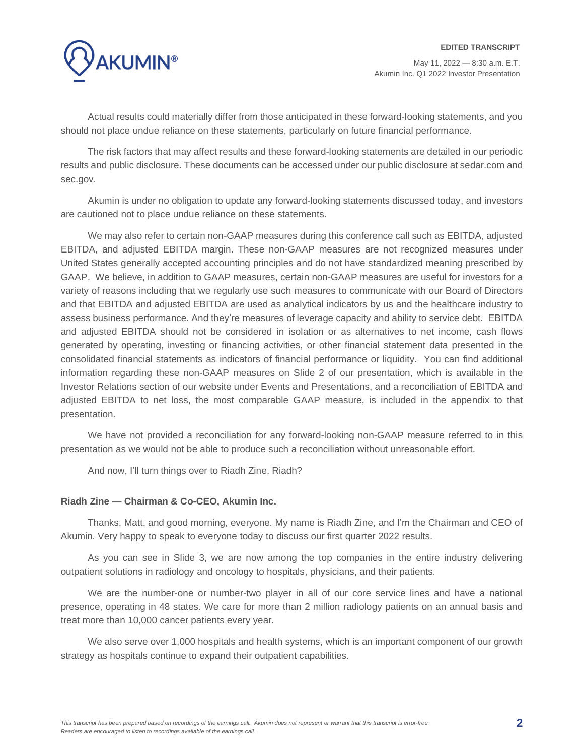Actual results could materially differ from those anticipated in these forward-looking statements, and you should not place undue reliance on these statements, particularly on future financial performance.

The risk factors that may affect results and these forward-looking statements are detailed in our periodic results and public disclosure. These documents can be accessed under our public disclosure at sedar.com and sec.gov.

Akumin is under no obligation to update any forward-looking statements discussed today, and investors are cautioned not to place undue reliance on these statements.

We may also refer to certain non-GAAP measures during this conference call such as EBITDA, adjusted EBITDA, and adjusted EBITDA margin. These non-GAAP measures are not recognized measures under United States generally accepted accounting principles and do not have standardized meaning prescribed by GAAP. We believe, in addition to GAAP measures, certain non-GAAP measures are useful for investors for a variety of reasons including that we regularly use such measures to communicate with our Board of Directors and that EBITDA and adjusted EBITDA are used as analytical indicators by us and the healthcare industry to assess business performance. And they're measures of leverage capacity and ability to service debt. EBITDA and adjusted EBITDA should not be considered in isolation or as alternatives to net income, cash flows generated by operating, investing or financing activities, or other financial statement data presented in the consolidated financial statements as indicators of financial performance or liquidity. You can find additional information regarding these non-GAAP measures on Slide 2 of our presentation, which is available in the Investor Relations section of our website under Events and Presentations, and a reconciliation of EBITDA and adjusted EBITDA to net loss, the most comparable GAAP measure, is included in the appendix to that presentation.

We have not provided a reconciliation for any forward-looking non-GAAP measure referred to in this presentation as we would not be able to produce such a reconciliation without unreasonable effort.

And now, I'll turn things over to Riadh Zine. Riadh?

**Riadh Zine — Chairman & Co-CEO, Akumin Inc.**

Thanks, Matt, and good morning, everyone. My name is Riadh Zine, and I'm the Chairman and CEO of Akumin. Very happy to speak to everyone today to discuss our first quarter 2022 results.

As you can see in Slide 3, we are now among the top companies in the entire industry delivering outpatient solutions in radiology and oncology to hospitals, physicians, and their patients.

We are the number-one or number-two player in all of our core service lines and have a national presence, operating in 48 states. We care for more than 2 million radiology patients on an annual basis and treat more than 10,000 cancer patients every year.

We also serve over 1,000 hospitals and health systems, which is an important component of our growth strategy as hospitals continue to expand their outpatient capabilities.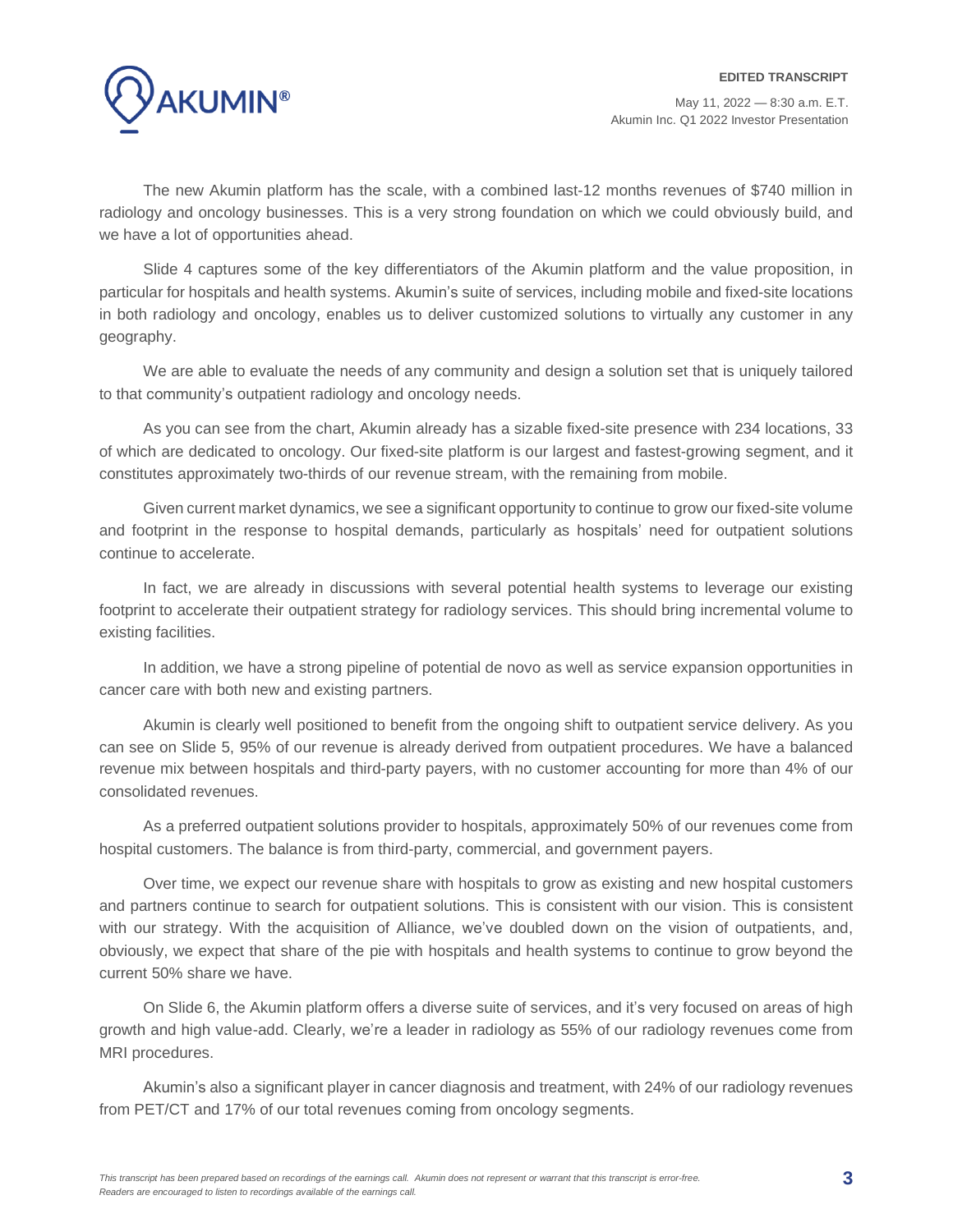The new Akumin platform has the scale, with a combined last-12 months revenues of $740 million in radiology and oncology businesses. This is a very strong foundation on which we could obviously build, and we have a lot of opportunities ahead.

Slide 4 captures some of the key differentiators of the Akumin platform and the value proposition, in particular for hospitals and health systems. Akumin's suite of services, including mobile and fixed-site locations in both radiology and oncology, enables us to deliver customized solutions to virtually any customer in any geography.

We are able to evaluate the needs of any community and design a solution set that is uniquely tailored to that community's outpatient radiology and oncology needs.

As you can see from the chart, Akumin already has a sizable fixed-site presence with 234 locations, 33 of which are dedicated to oncology. Our fixed-site platform is our largest and fastest-growing segment, and it constitutes approximately two-thirds of our revenue stream, with the remaining from mobile.

Given current market dynamics, we see a significant opportunity to continue to grow our fixed-site volume and footprint in the response to hospital demands, particularly as hospitals' need for outpatient solutions continue to accelerate.

In fact, we are already in discussions with several potential health systems to leverage our existing footprint to accelerate their outpatient strategy for radiology services. This should bring incremental volume to existing facilities.

In addition, we have a strong pipeline of potential de novo as well as service expansion opportunities in cancer care with both new and existing partners.

Akumin is clearly well positioned to benefit from the ongoing shift to outpatient service delivery. As you can see on Slide 5, 95% of our revenue is already derived from outpatient procedures. We have a balanced revenue mix between hospitals and third-party payers, with no customer accounting for more than 4% of our consolidated revenues.

As a preferred outpatient solutions provider to hospitals, approximately 50% of our revenues come from hospital customers. The balance is from third-party, commercial, and government payers.

Over time, we expect our revenue share with hospitals to grow as existing and new hospital customers and partners continue to search for outpatient solutions. This is consistent with our vision. This is consistent with our strategy. With the acquisition of Alliance, we've doubled down on the vision of outpatients, and, obviously, we expect that share of the pie with hospitals and health systems to continue to grow beyond the current 50% share we have.

On Slide 6, the Akumin platform offers a diverse suite of services, and it's very focused on areas of high growth and high value-add. Clearly, we're a leader in radiology as 55% of our radiology revenues come from MRI procedures.

Akumin's also a significant player in cancer diagnosis and treatment, with 24% of our radiology revenues from PET/CT and 17% of our total revenues coming from oncology segments.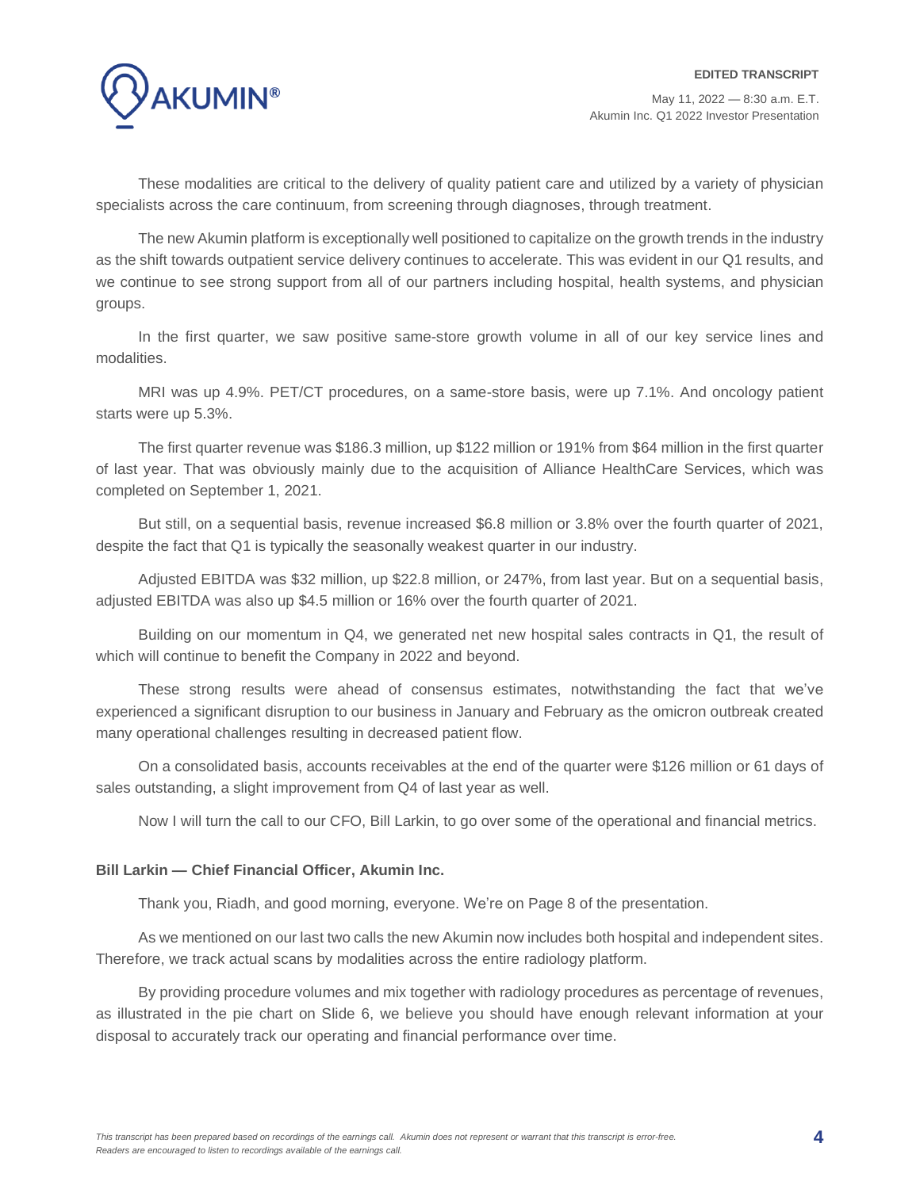These modalities are critical to the delivery of quality patient care and utilized by a variety of physician specialists across the care continuum, from screening through diagnoses, through treatment.

The new Akumin platform is exceptionally well positioned to capitalize on the growth trends in the industry as the shift towards outpatient service delivery continues to accelerate. This was evident in our Q1 results, and we continue to see strong support from all of our partners including hospital, health systems, and physician groups.

In the first quarter, we saw positive same-store growth volume in all of our key service lines and modalities.

MRI was up 4.9%. PET/CT procedures, on a same-store basis, were up 7.1%. And oncology patient starts were up 5.3%.

The first quarter revenue was $186.3 million, up $122 million or 191% from $64 million in the first quarter of last year. That was obviously mainly due to the acquisition of Alliance HealthCare Services, which was completed on September 1, 2021.

But still, on a sequential basis, revenue increased $6.8 million or 3.8% over the fourth quarter of 2021, despite the fact that Q1 is typically the seasonally weakest quarter in our industry.

Adjusted EBITDA was $32 million, up $22.8 million, or 247%, from last year. But on a sequential basis, adjusted EBITDA was also up $4.5 million or 16% over the fourth quarter of 2021.

Building on our momentum in Q4, we generated net new hospital sales contracts in Q1, the result of which will continue to benefit the Company in 2022 and beyond.

These strong results were ahead of consensus estimates, notwithstanding the fact that we've experienced a significant disruption to our business in January and February as the omicron outbreak created many operational challenges resulting in decreased patient flow.

On a consolidated basis, accounts receivables at the end of the quarter were $126 million or 61 days of sales outstanding, a slight improvement from Q4 of last year as well.

Now I will turn the call to our CFO, Bill Larkin, to go over some of the operational and financial metrics.

**Bill Larkin — Chief Financial Officer, Akumin Inc.**

Thank you, Riadh, and good morning, everyone. We're on Page 8 of the presentation.

As we mentioned on our last two calls the new Akumin now includes both hospital and independent sites. Therefore, we track actual scans by modalities across the entire radiology platform.

By providing procedure volumes and mix together with radiology procedures as percentage of revenues, as illustrated in the pie chart on Slide 6, we believe you should have enough relevant information at your disposal to accurately track our operating and financial performance over time.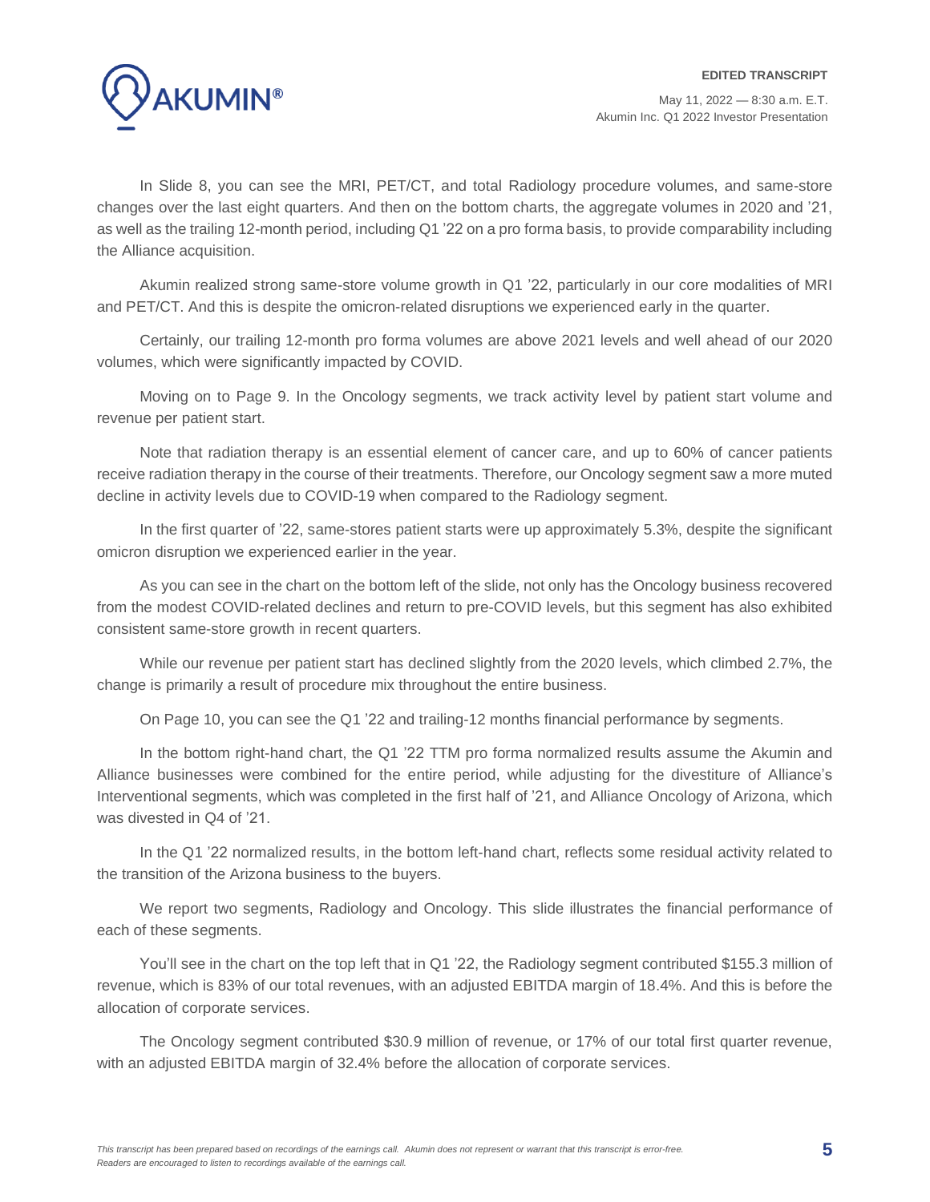In Slide 8, you can see the MRI, PET/CT, and total Radiology procedure volumes, and same-store changes over the last eight quarters. And then on the bottom charts, the aggregate volumes in 2020 and '21, as well as the trailing 12-month period, including Q1 '22 on a pro forma basis, to provide comparability including the Alliance acquisition.

Akumin realized strong same-store volume growth in Q1 '22, particularly in our core modalities of MRI and PET/CT. And this is despite the omicron-related disruptions we experienced early in the quarter.

Certainly, our trailing 12-month pro forma volumes are above 2021 levels and well ahead of our 2020 volumes, which were significantly impacted by COVID.

Moving on to Page 9. In the Oncology segments, we track activity level by patient start volume and revenue per patient start.

Note that radiation therapy is an essential element of cancer care, and up to 60% of cancer patients receive radiation therapy in the course of their treatments. Therefore, our Oncology segment saw a more muted decline in activity levels due to COVID-19 when compared to the Radiology segment.

In the first quarter of '22, same-stores patient starts were up approximately 5.3%, despite the significant omicron disruption we experienced earlier in the year.

As you can see in the chart on the bottom left of the slide, not only has the Oncology business recovered from the modest COVID-related declines and return to pre-COVID levels, but this segment has also exhibited consistent same-store growth in recent quarters.

While our revenue per patient start has declined slightly from the 2020 levels, which climbed 2.7%, the change is primarily a result of procedure mix throughout the entire business.

On Page 10, you can see the Q1 '22 and trailing-12 months financial performance by segments.

In the bottom right-hand chart, the Q1 '22 TTM pro forma normalized results assume the Akumin and Alliance businesses were combined for the entire period, while adjusting for the divestiture of Alliance's Interventional segments, which was completed in the first half of '21, and Alliance Oncology of Arizona, which was divested in Q4 of '21.

In the Q1 '22 normalized results, in the bottom left-hand chart, reflects some residual activity related to the transition of the Arizona business to the buyers.

We report two segments, Radiology and Oncology. This slide illustrates the financial performance of each of these segments.

You'll see in the chart on the top left that in Q1 '22, the Radiology segment contributed $155.3 million of revenue, which is 83% of our total revenues, with an adjusted EBITDA margin of 18.4%. And this is before the allocation of corporate services.

The Oncology segment contributed $30.9 million of revenue, or 17% of our total first quarter revenue, with an adjusted EBITDA margin of 32.4% before the allocation of corporate services.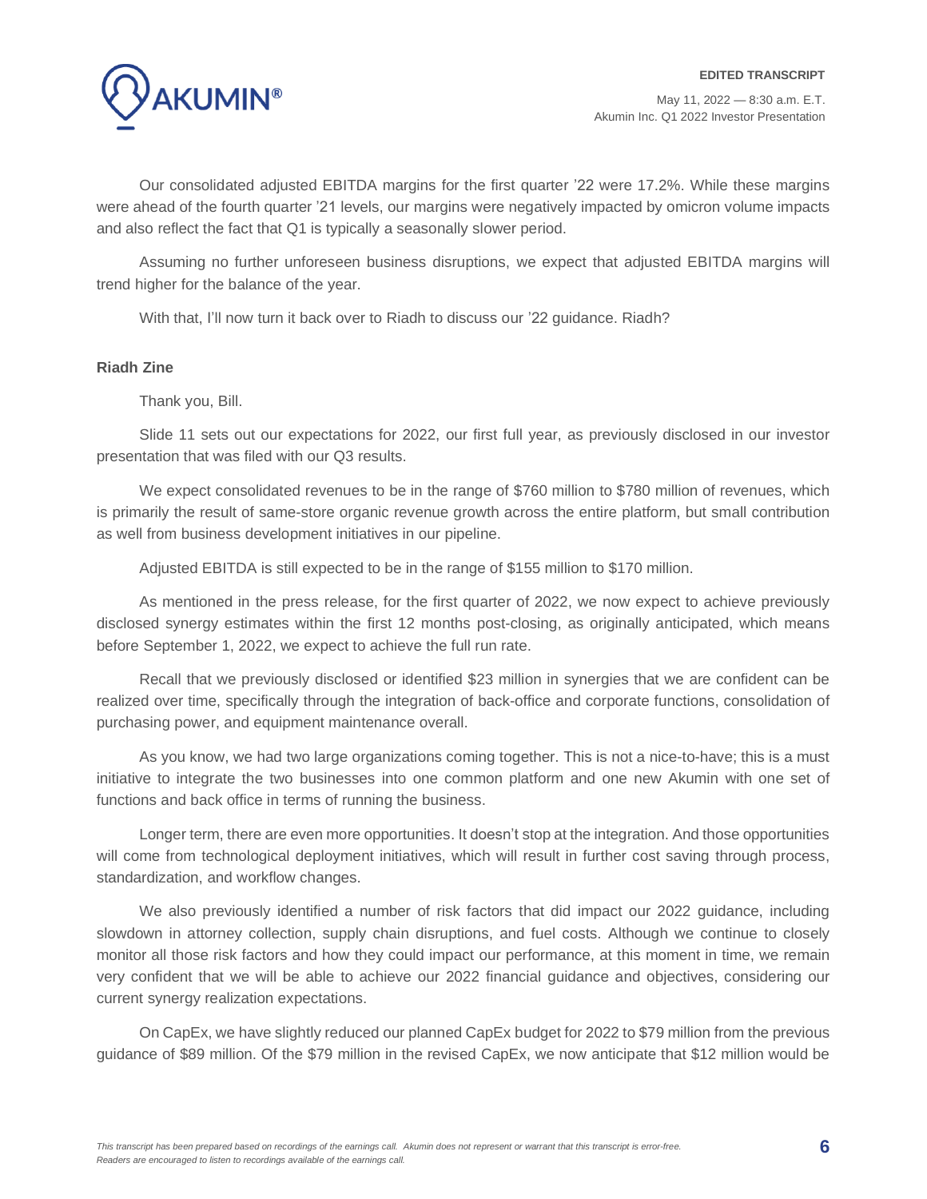Our consolidated adjusted EBITDA margins for the first quarter '22 were 17.2%. While these margins were ahead of the fourth quarter '21 levels, our margins were negatively impacted by omicron volume impacts and also reflect the fact that Q1 is typically a seasonally slower period.

Assuming no further unforeseen business disruptions, we expect that adjusted EBITDA margins will trend higher for the balance of the year.

With that, I'll now turn it back over to Riadh to discuss our '22 guidance. Riadh?

**Riadh Zine**

Thank you, Bill.

Slide 11 sets out our expectations for 2022, our first full year, as previously disclosed in our investor presentation that was filed with our Q3 results.

We expect consolidated revenues to be in the range of $760 million to $780 million of revenues, which is primarily the result of same-store organic revenue growth across the entire platform, but small contribution as well from business development initiatives in our pipeline.

Adjusted EBITDA is still expected to be in the range of $155 million to $170 million.

As mentioned in the press release, for the first quarter of 2022, we now expect to achieve previously disclosed synergy estimates within the first 12 months post-closing, as originally anticipated, which means before September 1, 2022, we expect to achieve the full run rate.

Recall that we previously disclosed or identified $23 million in synergies that we are confident can be realized over time, specifically through the integration of back-office and corporate functions, consolidation of purchasing power, and equipment maintenance overall.

As you know, we had two large organizations coming together. This is not a nice-to-have; this is a must initiative to integrate the two businesses into one common platform and one new Akumin with one set of functions and back office in terms of running the business.

Longer term, there are even more opportunities. It doesn't stop at the integration. And those opportunities will come from technological deployment initiatives, which will result in further cost saving through process, standardization, and workflow changes.

We also previously identified a number of risk factors that did impact our 2022 guidance, including slowdown in attorney collection, supply chain disruptions, and fuel costs. Although we continue to closely monitor all those risk factors and how they could impact our performance, at this moment in time, we remain very confident that we will be able to achieve our 2022 financial guidance and objectives, considering our current synergy realization expectations.

On CapEx, we have slightly reduced our planned CapEx budget for 2022 to $79 million from the previous guidance of $89 million. Of the $79 million in the revised CapEx, we now anticipate that $12 million would be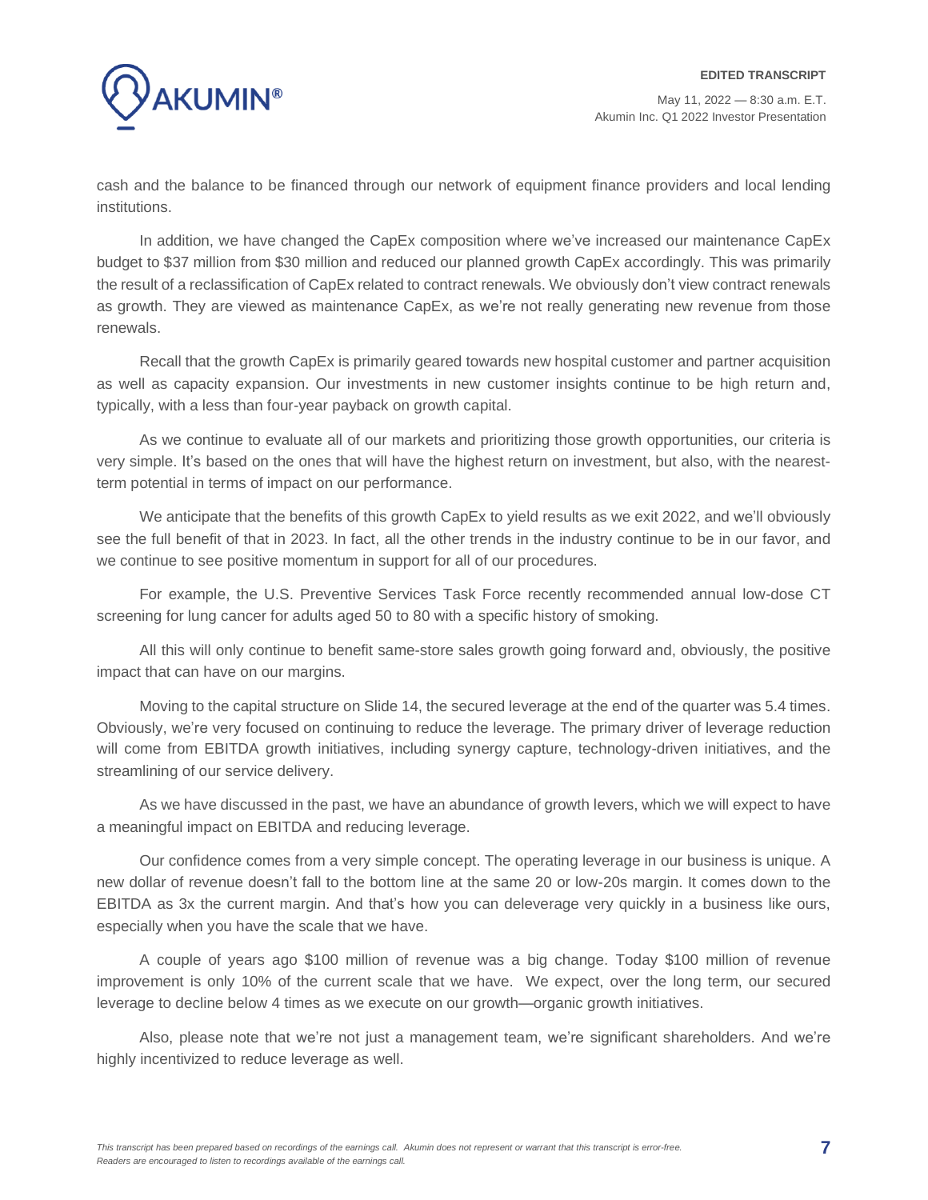cash and the balance to be financed through our network of equipment finance providers and local lending institutions.

In addition, we have changed the CapEx composition where we've increased our maintenance CapEx budget to $37 million from $30 million and reduced our planned growth CapEx accordingly. This was primarily the result of a reclassification of CapEx related to contract renewals. We obviously don't view contract renewals as growth. They are viewed as maintenance CapEx, as we're not really generating new revenue from those renewals.

Recall that the growth CapEx is primarily geared towards new hospital customer and partner acquisition as well as capacity expansion. Our investments in new customer insights continue to be high return and, typically, with a less than four-year payback on growth capital.

As we continue to evaluate all of our markets and prioritizing those growth opportunities, our criteria is very simple. It's based on the ones that will have the highest return on investment, but also, with the nearest-term potential in terms of impact on our performance.

We anticipate that the benefits of this growth CapEx to yield results as we exit 2022, and we'll obviously see the full benefit of that in 2023. In fact, all the other trends in the industry continue to be in our favor, and we continue to see positive momentum in support for all of our procedures.

For example, the U.S. Preventive Services Task Force recently recommended annual low-dose CT screening for lung cancer for adults aged 50 to 80 with a specific history of smoking.

All this will only continue to benefit same-store sales growth going forward and, obviously, the positive impact that can have on our margins.

Moving to the capital structure on Slide 14, the secured leverage at the end of the quarter was 5.4 times. Obviously, we're very focused on continuing to reduce the leverage. The primary driver of leverage reduction will come from EBITDA growth initiatives, including synergy capture, technology-driven initiatives, and the streamlining of our service delivery.

As we have discussed in the past, we have an abundance of growth levers, which we will expect to have a meaningful impact on EBITDA and reducing leverage.

Our confidence comes from a very simple concept. The operating leverage in our business is unique. A new dollar of revenue doesn't fall to the bottom line at the same 20 or low-20s margin. It comes down to the EBITDA as 3x the current margin. And that's how you can deleverage very quickly in a business like ours, especially when you have the scale that we have.

A couple of years ago $100 million of revenue was a big change. Today $100 million of revenue improvement is only 10% of the current scale that we have. We expect, over the long term, our secured leverage to decline below 4 times as we execute on our growth—organic growth initiatives.

Also, please note that we're not just a management team, we're significant shareholders. And we're highly incentivized to reduce leverage as well.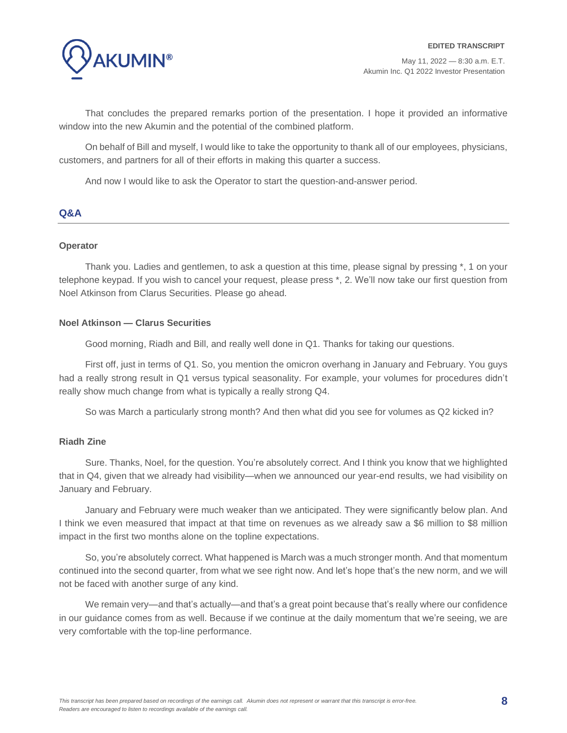That concludes the prepared remarks portion of the presentation. I hope it provided an informative window into the new Akumin and the potential of the combined platform.

On behalf of Bill and myself, I would like to take the opportunity to thank all of our employees, physicians, customers, and partners for all of their efforts in making this quarter a success.

And now I would like to ask the Operator to start the question-and-answer period.

## Q&A

**Operator**

Thank you. Ladies and gentlemen, to ask a question at this time, please signal by pressing *, 1 on your telephone keypad. If you wish to cancel your request, please press *, 2. We'll now take our first question from Noel Atkinson from Clarus Securities. Please go ahead.

**Noel Atkinson — Clarus Securities**

Good morning, Riadh and Bill, and really well done in Q1. Thanks for taking our questions.

First off, just in terms of Q1. So, you mention the omicron overhang in January and February. You guys had a really strong result in Q1 versus typical seasonality. For example, your volumes for procedures didn't really show much change from what is typically a really strong Q4.

So was March a particularly strong month? And then what did you see for volumes as Q2 kicked in?

**Riadh Zine**

Sure. Thanks, Noel, for the question. You're absolutely correct. And I think you know that we highlighted that in Q4, given that we already had visibility—when we announced our year-end results, we had visibility on January and February.

January and February were much weaker than we anticipated. They were significantly below plan. And I think we even measured that impact at that time on revenues as we already saw a $6 million to $8 million impact in the first two months alone on the topline expectations.

So, you're absolutely correct. What happened is March was a much stronger month. And that momentum continued into the second quarter, from what we see right now. And let's hope that's the new norm, and we will not be faced with another surge of any kind.

We remain very—and that's actually—and that's a great point because that's really where our confidence in our guidance comes from as well. Because if we continue at the daily momentum that we're seeing, we are very comfortable with the top-line performance.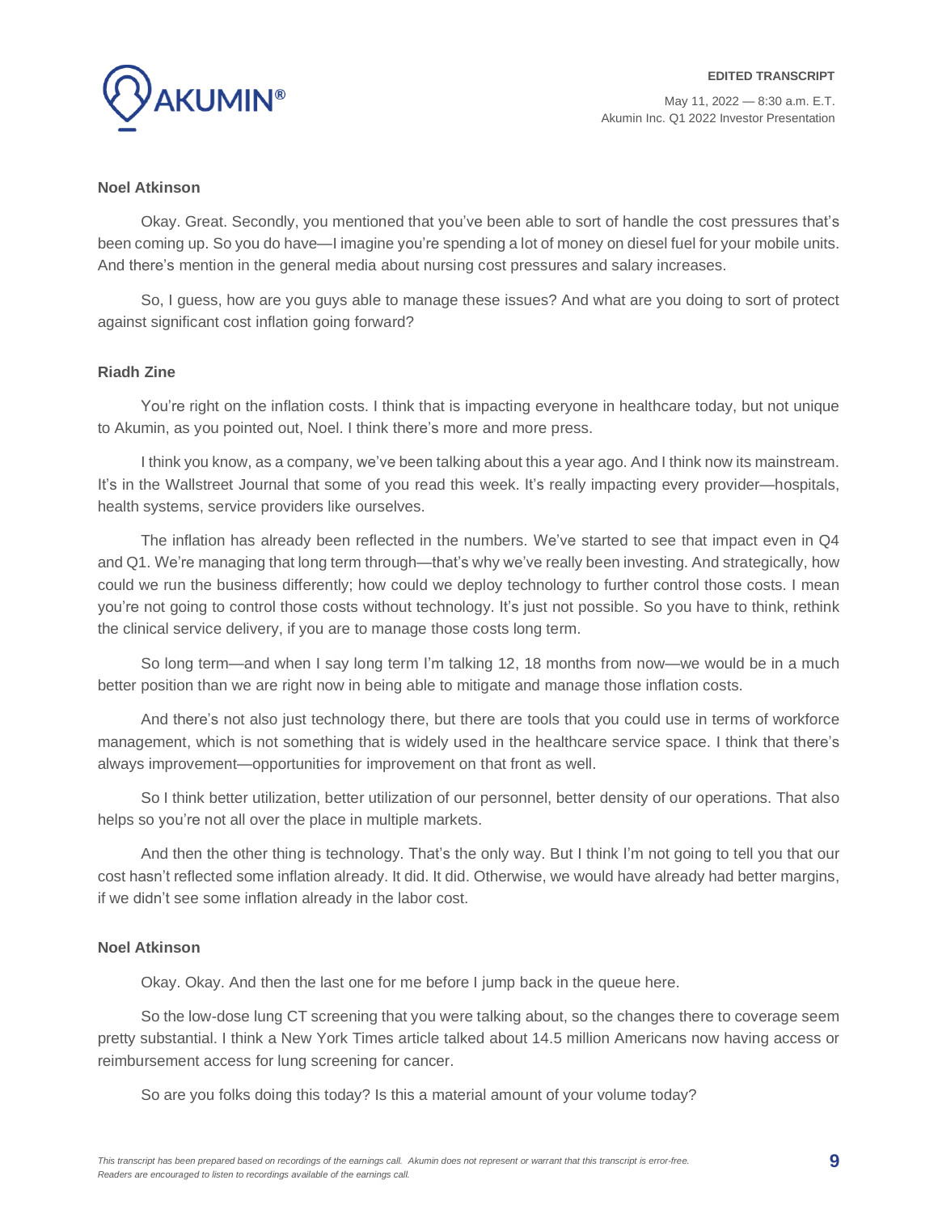**Noel Atkinson**

Okay. Great. Secondly, you mentioned that you've been able to sort of handle the cost pressures that's been coming up. So you do have—I imagine you're spending a lot of money on diesel fuel for your mobile units. And there's mention in the general media about nursing cost pressures and salary increases.

So, I guess, how are you guys able to manage these issues? And what are you doing to sort of protect against significant cost inflation going forward?

**Riadh Zine**

You're right on the inflation costs. I think that is impacting everyone in healthcare today, but not unique to Akumin, as you pointed out, Noel. I think there's more and more press.

I think you know, as a company, we've been talking about this a year ago. And I think now its mainstream. It's in the Wallstreet Journal that some of you read this week. It's really impacting every provider—hospitals, health systems, service providers like ourselves.

The inflation has already been reflected in the numbers. We've started to see that impact even in Q4 and Q1. We're managing that long term through—that's why we've really been investing. And strategically, how could we run the business differently; how could we deploy technology to further control those costs. I mean you're not going to control those costs without technology. It's just not possible. So you have to think, rethink the clinical service delivery, if you are to manage those costs long term.

So long term—and when I say long term I'm talking 12, 18 months from now—we would be in a much better position than we are right now in being able to mitigate and manage those inflation costs.

And there's not also just technology there, but there are tools that you could use in terms of workforce management, which is not something that is widely used in the healthcare service space. I think that there's always improvement—opportunities for improvement on that front as well.

So I think better utilization, better utilization of our personnel, better density of our operations. That also helps so you're not all over the place in multiple markets.

And then the other thing is technology. That's the only way. But I think I'm not going to tell you that our cost hasn't reflected some inflation already. It did. It did. Otherwise, we would have already had better margins, if we didn't see some inflation already in the labor cost.

**Noel Atkinson**

Okay. Okay. And then the last one for me before I jump back in the queue here.

So the low-dose lung CT screening that you were talking about, so the changes there to coverage seem pretty substantial. I think a New York Times article talked about 14.5 million Americans now having access or reimbursement access for lung screening for cancer.

So are you folks doing this today? Is this a material amount of your volume today?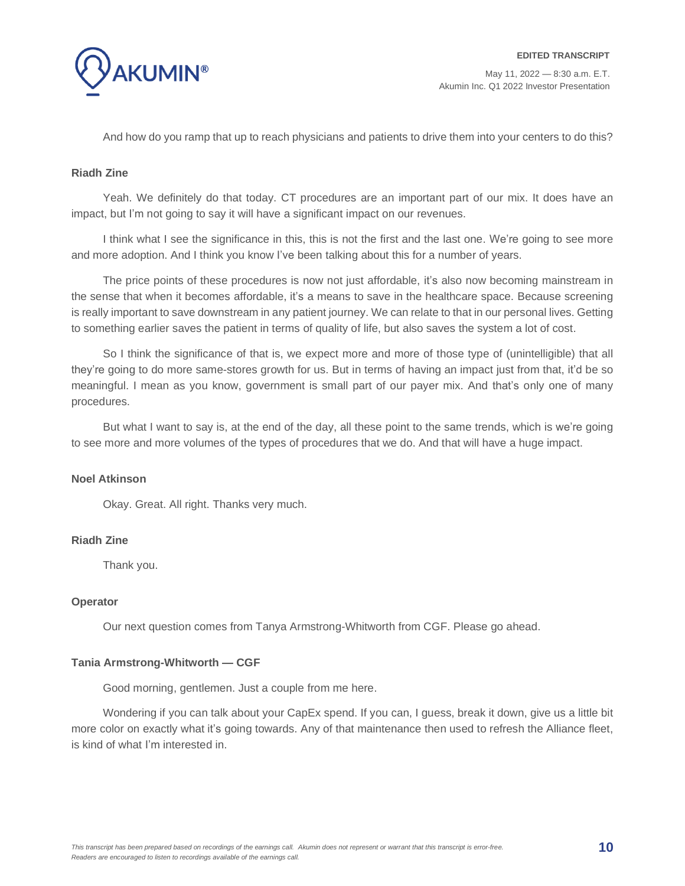And how do you ramp that up to reach physicians and patients to drive them into your centers to do this?

**Riadh Zine**

Yeah. We definitely do that today. CT procedures are an important part of our mix. It does have an impact, but I'm not going to say it will have a significant impact on our revenues.

I think what I see the significance in this, this is not the first and the last one. We're going to see more and more adoption. And I think you know I've been talking about this for a number of years.

The price points of these procedures is now not just affordable, it's also now becoming mainstream in the sense that when it becomes affordable, it's a means to save in the healthcare space. Because screening is really important to save downstream in any patient journey. We can relate to that in our personal lives. Getting to something earlier saves the patient in terms of quality of life, but also saves the system a lot of cost.

So I think the significance of that is, we expect more and more of those type of (unintelligible) that all they're going to do more same-stores growth for us. But in terms of having an impact just from that, it'd be so meaningful. I mean as you know, government is small part of our payer mix. And that's only one of many procedures.

But what I want to say is, at the end of the day, all these point to the same trends, which is we're going to see more and more volumes of the types of procedures that we do. And that will have a huge impact.

**Noel Atkinson**

Okay. Great. All right. Thanks very much.

**Riadh Zine**

Thank you.

**Operator**

Our next question comes from Tanya Armstrong-Whitworth from CGF. Please go ahead.

**Tania Armstrong-Whitworth — CGF**

Good morning, gentlemen. Just a couple from me here.

Wondering if you can talk about your CapEx spend. If you can, I guess, break it down, give us a little bit more color on exactly what it's going towards. Any of that maintenance then used to refresh the Alliance fleet, is kind of what I'm interested in.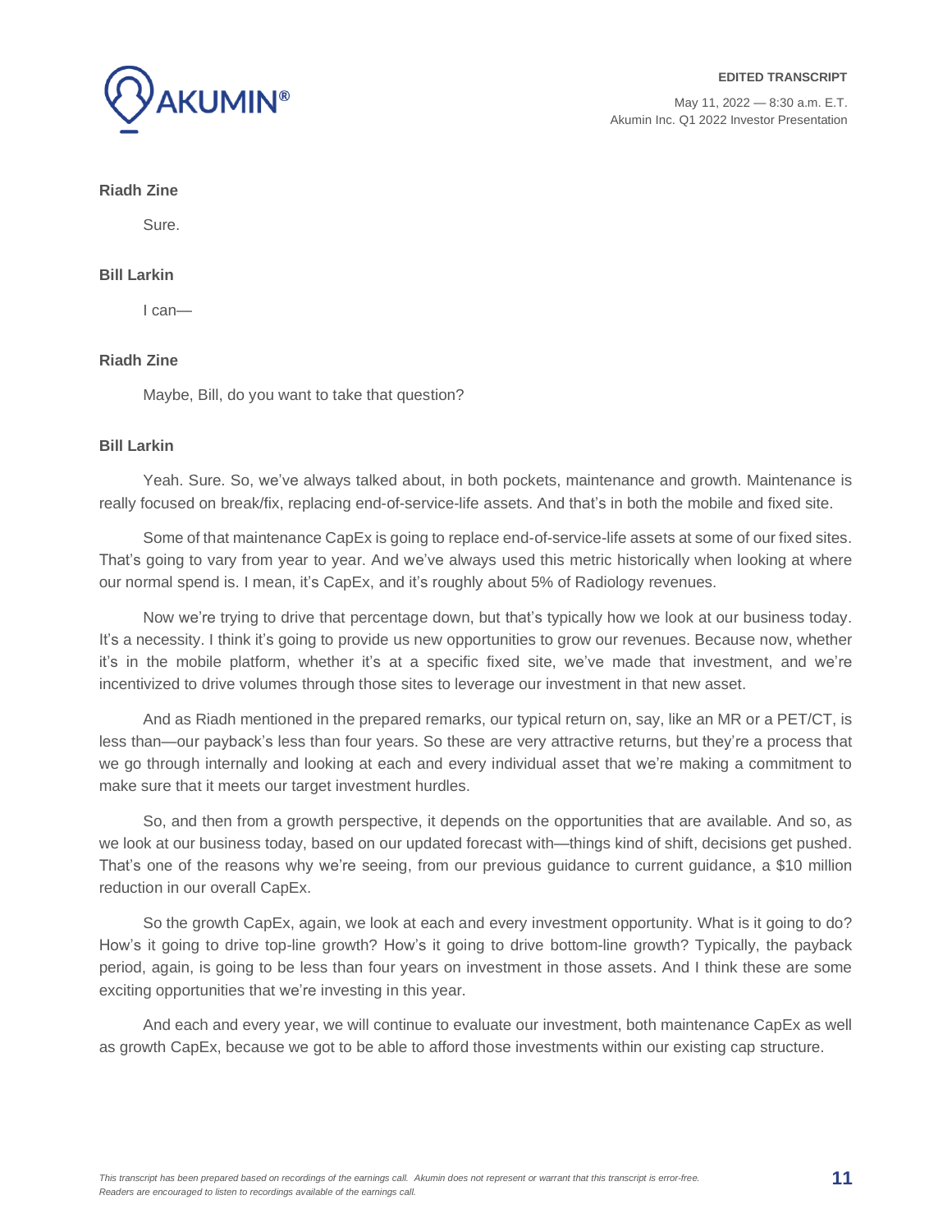**Riadh Zine**

Sure.

**Bill Larkin**

I can—

**Riadh Zine**

Maybe, Bill, do you want to take that question?

**Bill Larkin**

Yeah. Sure. So, we've always talked about, in both pockets, maintenance and growth. Maintenance is really focused on break/fix, replacing end-of-service-life assets. And that's in both the mobile and fixed site.

Some of that maintenance CapEx is going to replace end-of-service-life assets at some of our fixed sites. That's going to vary from year to year. And we've always used this metric historically when looking at where our normal spend is. I mean, it's CapEx, and it's roughly about 5% of Radiology revenues.

Now we're trying to drive that percentage down, but that's typically how we look at our business today. It's a necessity. I think it's going to provide us new opportunities to grow our revenues. Because now, whether it's in the mobile platform, whether it's at a specific fixed site, we've made that investment, and we're incentivized to drive volumes through those sites to leverage our investment in that new asset.

And as Riadh mentioned in the prepared remarks, our typical return on, say, like an MR or a PET/CT, is less than—our payback's less than four years. So these are very attractive returns, but they're a process that we go through internally and looking at each and every individual asset that we're making a commitment to make sure that it meets our target investment hurdles.

So, and then from a growth perspective, it depends on the opportunities that are available. And so, as we look at our business today, based on our updated forecast with—things kind of shift, decisions get pushed. That's one of the reasons why we're seeing, from our previous guidance to current guidance, a $10 million reduction in our overall CapEx.

So the growth CapEx, again, we look at each and every investment opportunity. What is it going to do? How's it going to drive top-line growth? How's it going to drive bottom-line growth? Typically, the payback period, again, is going to be less than four years on investment in those assets. And I think these are some exciting opportunities that we're investing in this year.

And each and every year, we will continue to evaluate our investment, both maintenance CapEx as well as growth CapEx, because we got to be able to afford those investments within our existing cap structure.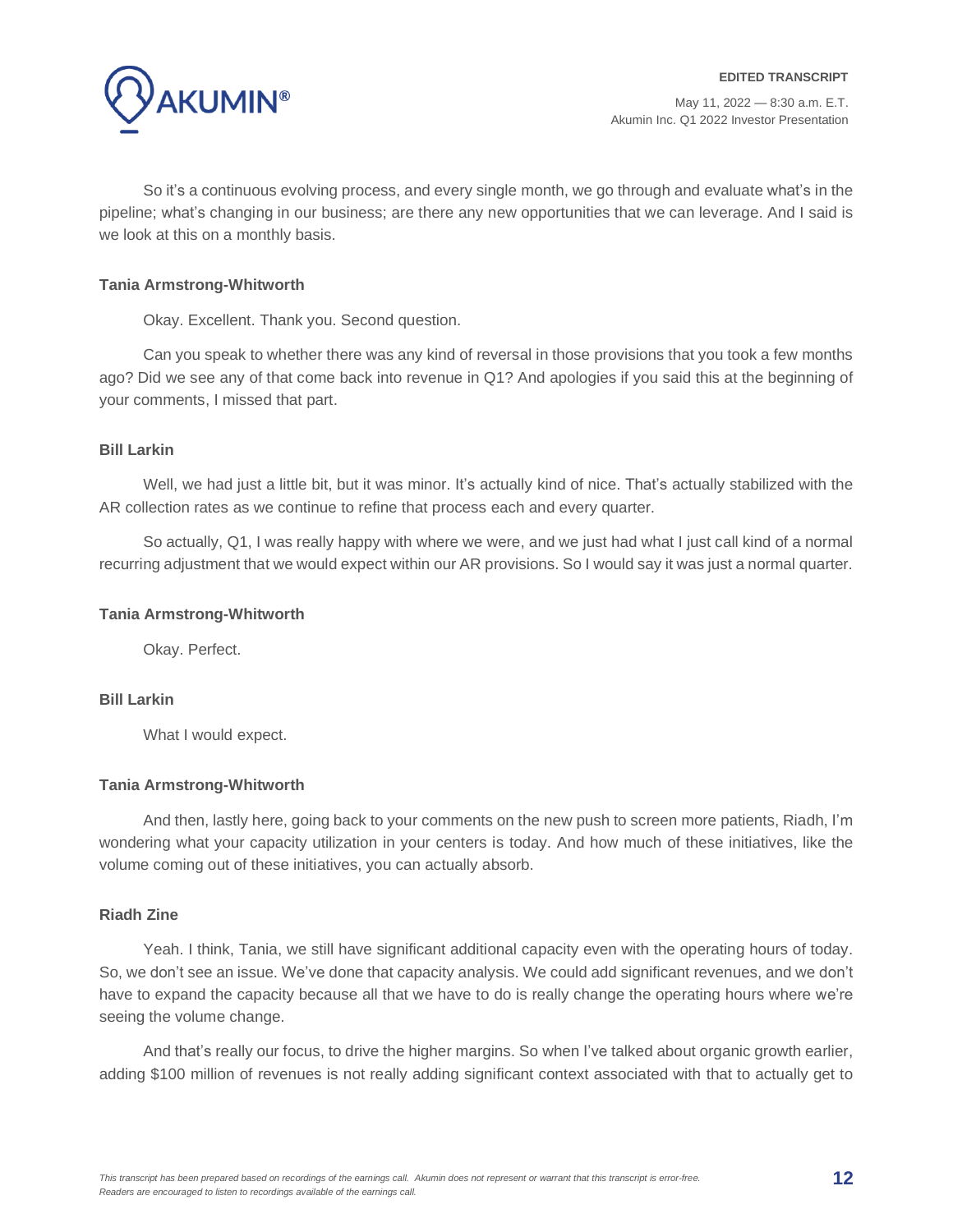So it's a continuous evolving process, and every single month, we go through and evaluate what's in the pipeline; what's changing in our business; are there any new opportunities that we can leverage. And I said is we look at this on a monthly basis.

**Tania Armstrong-Whitworth**

Okay. Excellent. Thank you. Second question.

Can you speak to whether there was any kind of reversal in those provisions that you took a few months ago? Did we see any of that come back into revenue in Q1? And apologies if you said this at the beginning of your comments, I missed that part.

**Bill Larkin**

Well, we had just a little bit, but it was minor. It's actually kind of nice. That's actually stabilized with the AR collection rates as we continue to refine that process each and every quarter.

So actually, Q1, I was really happy with where we were, and we just had what I just call kind of a normal recurring adjustment that we would expect within our AR provisions. So I would say it was just a normal quarter.

**Tania Armstrong-Whitworth**

Okay. Perfect.

**Bill Larkin**

What I would expect.

**Tania Armstrong-Whitworth**

And then, lastly here, going back to your comments on the new push to screen more patients, Riadh, I'm wondering what your capacity utilization in your centers is today. And how much of these initiatives, like the volume coming out of these initiatives, you can actually absorb.

**Riadh Zine**

Yeah. I think, Tania, we still have significant additional capacity even with the operating hours of today. So, we don't see an issue. We've done that capacity analysis. We could add significant revenues, and we don't have to expand the capacity because all that we have to do is really change the operating hours where we're seeing the volume change.

And that's really our focus, to drive the higher margins. So when I've talked about organic growth earlier, adding $100 million of revenues is not really adding significant context associated with that to actually get to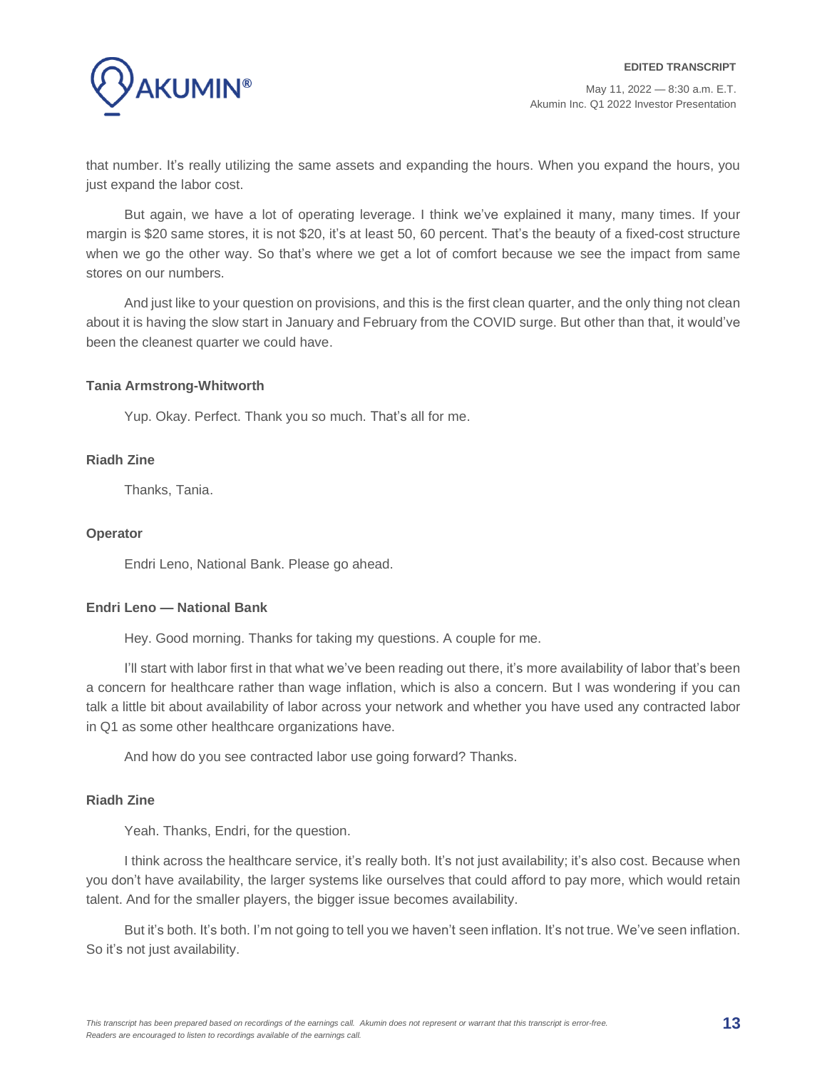that number. It's really utilizing the same assets and expanding the hours. When you expand the hours, you just expand the labor cost.

But again, we have a lot of operating leverage. I think we've explained it many, many times. If your margin is $20 same stores, it is not $20, it's at least 50, 60 percent. That's the beauty of a fixed-cost structure when we go the other way. So that's where we get a lot of comfort because we see the impact from same stores on our numbers.

And just like to your question on provisions, and this is the first clean quarter, and the only thing not clean about it is having the slow start in January and February from the COVID surge. But other than that, it would've been the cleanest quarter we could have.

**Tania Armstrong-Whitworth**

Yup. Okay. Perfect. Thank you so much. That's all for me.

**Riadh Zine**

Thanks, Tania.

**Operator**

Endri Leno, National Bank. Please go ahead.

**Endri Leno — National Bank**

Hey. Good morning. Thanks for taking my questions. A couple for me.

I'll start with labor first in that what we've been reading out there, it's more availability of labor that's been a concern for healthcare rather than wage inflation, which is also a concern. But I was wondering if you can talk a little bit about availability of labor across your network and whether you have used any contracted labor in Q1 as some other healthcare organizations have.

And how do you see contracted labor use going forward? Thanks.

**Riadh Zine**

Yeah. Thanks, Endri, for the question.

I think across the healthcare service, it's really both. It's not just availability; it's also cost. Because when you don't have availability, the larger systems like ourselves that could afford to pay more, which would retain talent. And for the smaller players, the bigger issue becomes availability.

But it's both. It's both. I'm not going to tell you we haven't seen inflation. It's not true. We've seen inflation. So it's not just availability.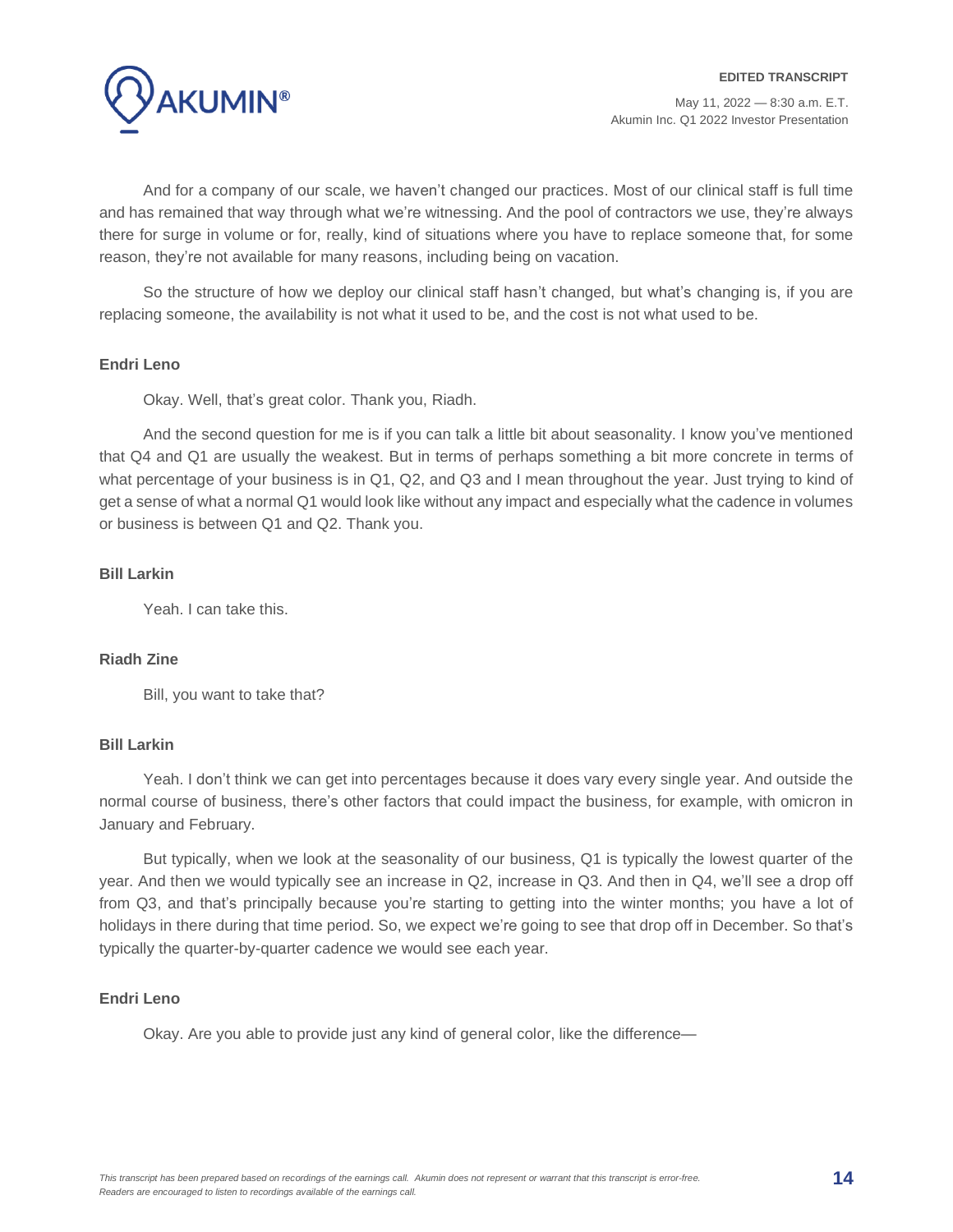And for a company of our scale, we haven't changed our practices. Most of our clinical staff is full time and has remained that way through what we're witnessing. And the pool of contractors we use, they're always there for surge in volume or for, really, kind of situations where you have to replace someone that, for some reason, they're not available for many reasons, including being on vacation.

So the structure of how we deploy our clinical staff hasn't changed, but what's changing is, if you are replacing someone, the availability is not what it used to be, and the cost is not what used to be.

**Endri Leno**

Okay. Well, that's great color. Thank you, Riadh.

And the second question for me is if you can talk a little bit about seasonality. I know you've mentioned that Q4 and Q1 are usually the weakest. But in terms of perhaps something a bit more concrete in terms of what percentage of your business is in Q1, Q2, and Q3 and I mean throughout the year. Just trying to kind of get a sense of what a normal Q1 would look like without any impact and especially what the cadence in volumes or business is between Q1 and Q2. Thank you.

**Bill Larkin**

Yeah. I can take this.

**Riadh Zine**

Bill, you want to take that?

**Bill Larkin**

Yeah. I don't think we can get into percentages because it does vary every single year. And outside the normal course of business, there's other factors that could impact the business, for example, with omicron in January and February.

But typically, when we look at the seasonality of our business, Q1 is typically the lowest quarter of the year. And then we would typically see an increase in Q2, increase in Q3. And then in Q4, we'll see a drop off from Q3, and that's principally because you're starting to getting into the winter months; you have a lot of holidays in there during that time period. So, we expect we're going to see that drop off in December. So that's typically the quarter-by-quarter cadence we would see each year.

**Endri Leno**

Okay. Are you able to provide just any kind of general color, like the difference—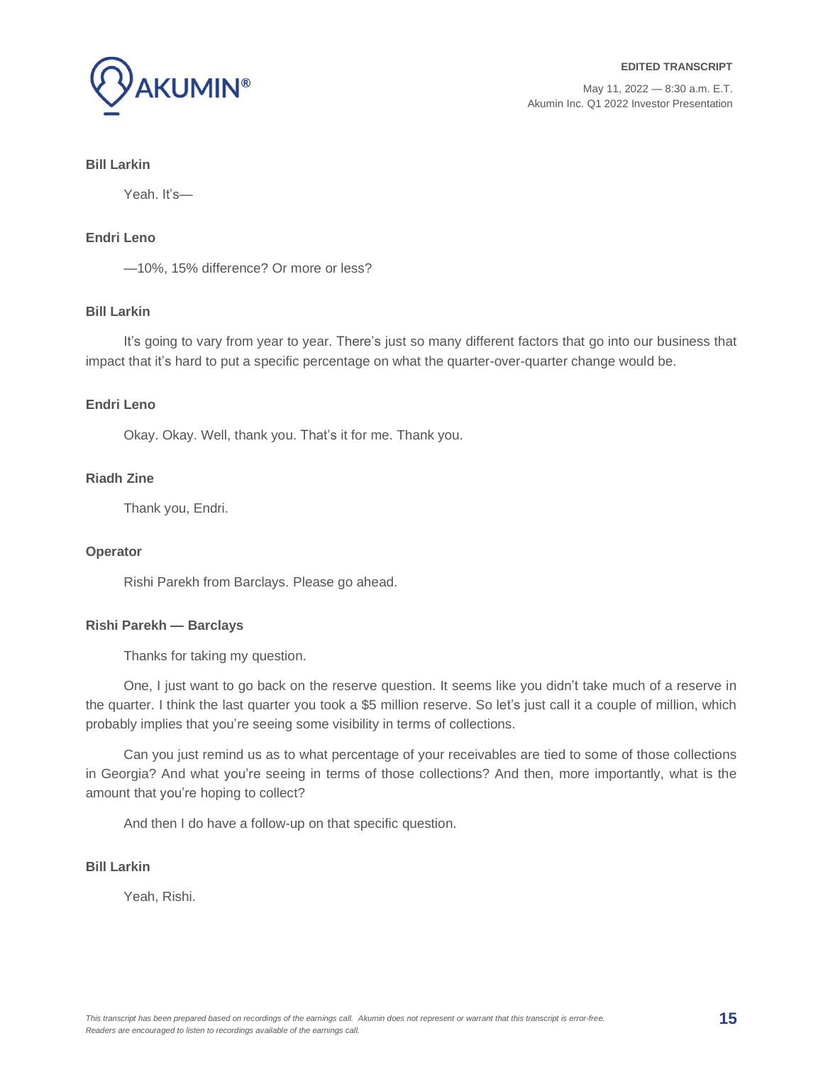**Bill Larkin**

Yeah. It's—

**Endri Leno**

—10%, 15% difference? Or more or less?

**Bill Larkin**

It's going to vary from year to year. There's just so many different factors that go into our business that impact that it's hard to put a specific percentage on what the quarter-over-quarter change would be.

**Endri Leno**

Okay. Okay. Well, thank you. That's it for me. Thank you.

**Riadh Zine**

Thank you, Endri.

**Operator**

Rishi Parekh from Barclays. Please go ahead.

**Rishi Parekh — Barclays**

Thanks for taking my question.

One, I just want to go back on the reserve question. It seems like you didn't take much of a reserve in the quarter. I think the last quarter you took a $5 million reserve. So let's just call it a couple of million, which probably implies that you're seeing some visibility in terms of collections.

Can you just remind us as to what percentage of your receivables are tied to some of those collections in Georgia? And what you're seeing in terms of those collections? And then, more importantly, what is the amount that you're hoping to collect?

And then I do have a follow-up on that specific question.

**Bill Larkin**

Yeah, Rishi.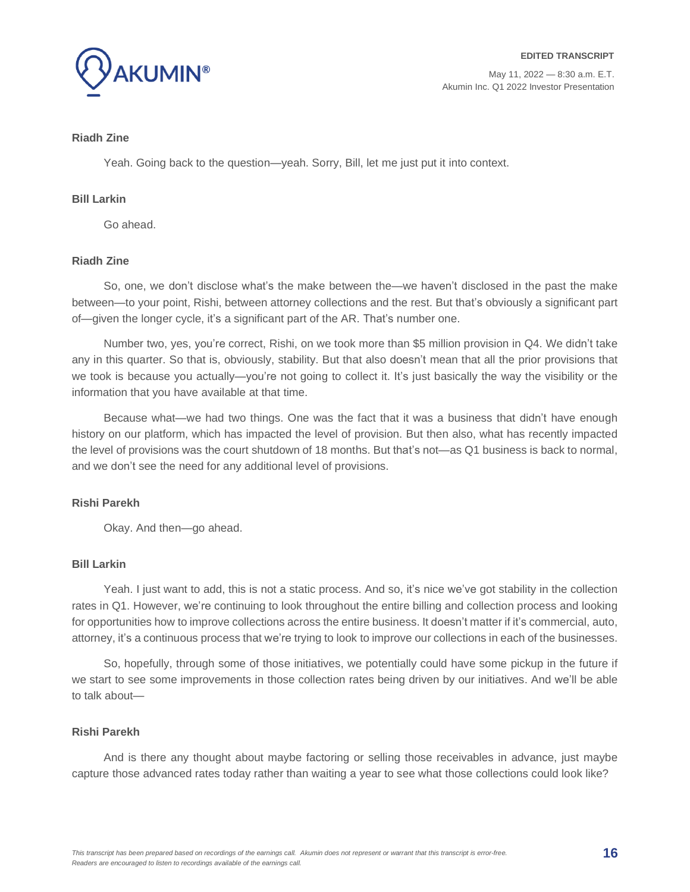**Riadh Zine**

Yeah. Going back to the question—yeah. Sorry, Bill, let me just put it into context.

**Bill Larkin**

Go ahead.

**Riadh Zine**

So, one, we don't disclose what's the make between the—we haven't disclosed in the past the make between—to your point, Rishi, between attorney collections and the rest. But that's obviously a significant part of—given the longer cycle, it's a significant part of the AR. That's number one.

Number two, yes, you're correct, Rishi, on we took more than $5 million provision in Q4. We didn't take any in this quarter. So that is, obviously, stability. But that also doesn't mean that all the prior provisions that we took is because you actually—you're not going to collect it. It's just basically the way the visibility or the information that you have available at that time.

Because what—we had two things. One was the fact that it was a business that didn't have enough history on our platform, which has impacted the level of provision. But then also, what has recently impacted the level of provisions was the court shutdown of 18 months. But that's not—as Q1 business is back to normal, and we don't see the need for any additional level of provisions.

**Rishi Parekh**

Okay. And then—go ahead.

**Bill Larkin**

Yeah. I just want to add, this is not a static process. And so, it's nice we've got stability in the collection rates in Q1. However, we're continuing to look throughout the entire billing and collection process and looking for opportunities how to improve collections across the entire business. It doesn't matter if it's commercial, auto, attorney, it's a continuous process that we're trying to look to improve our collections in each of the businesses.

So, hopefully, through some of those initiatives, we potentially could have some pickup in the future if we start to see some improvements in those collection rates being driven by our initiatives. And we'll be able to talk about—

**Rishi Parekh**

And is there any thought about maybe factoring or selling those receivables in advance, just maybe capture those advanced rates today rather than waiting a year to see what those collections could look like?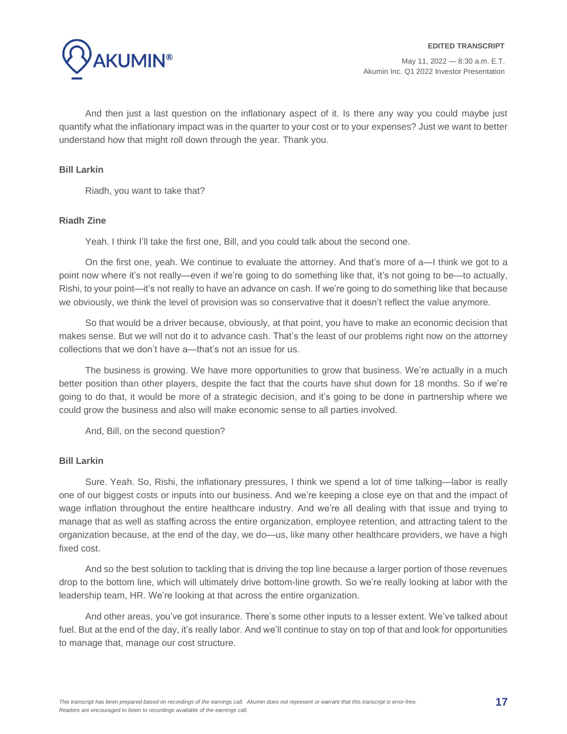And then just a last question on the inflationary aspect of it. Is there any way you could maybe just quantify what the inflationary impact was in the quarter to your cost or to your expenses? Just we want to better understand how that might roll down through the year. Thank you.

**Bill Larkin**

Riadh, you want to take that?

**Riadh Zine**

Yeah. I think I'll take the first one, Bill, and you could talk about the second one.

On the first one, yeah. We continue to evaluate the attorney. And that's more of a—I think we got to a point now where it's not really—even if we're going to do something like that, it's not going to be—to actually, Rishi, to your point—it's not really to have an advance on cash. If we're going to do something like that because we obviously, we think the level of provision was so conservative that it doesn't reflect the value anymore.

So that would be a driver because, obviously, at that point, you have to make an economic decision that makes sense. But we will not do it to advance cash. That's the least of our problems right now on the attorney collections that we don't have a—that's not an issue for us.

The business is growing. We have more opportunities to grow that business. We're actually in a much better position than other players, despite the fact that the courts have shut down for 18 months. So if we're going to do that, it would be more of a strategic decision, and it's going to be done in partnership where we could grow the business and also will make economic sense to all parties involved.

And, Bill, on the second question?

**Bill Larkin**

Sure. Yeah. So, Rishi, the inflationary pressures, I think we spend a lot of time talking—labor is really one of our biggest costs or inputs into our business. And we're keeping a close eye on that and the impact of wage inflation throughout the entire healthcare industry. And we're all dealing with that issue and trying to manage that as well as staffing across the entire organization, employee retention, and attracting talent to the organization because, at the end of the day, we do—us, like many other healthcare providers, we have a high fixed cost.

And so the best solution to tackling that is driving the top line because a larger portion of those revenues drop to the bottom line, which will ultimately drive bottom-line growth. So we're really looking at labor with the leadership team, HR. We're looking at that across the entire organization.

And other areas, you've got insurance. There's some other inputs to a lesser extent. We've talked about fuel. But at the end of the day, it's really labor. And we'll continue to stay on top of that and look for opportunities to manage that, manage our cost structure.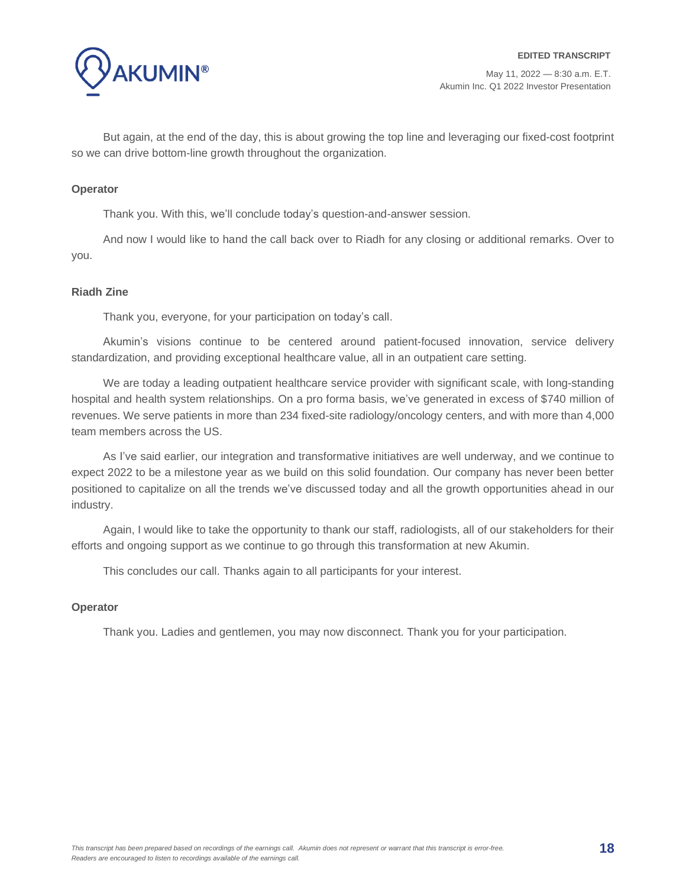But again, at the end of the day, this is about growing the top line and leveraging our fixed-cost footprint so we can drive bottom-line growth throughout the organization.

**Operator**

Thank you. With this, we'll conclude today's question-and-answer session.

And now I would like to hand the call back over to Riadh for any closing or additional remarks. Over to you.

**Riadh Zine**

Thank you, everyone, for your participation on today's call.

Akumin's visions continue to be centered around patient-focused innovation, service delivery standardization, and providing exceptional healthcare value, all in an outpatient care setting.

We are today a leading outpatient healthcare service provider with significant scale, with long-standing hospital and health system relationships. On a pro forma basis, we've generated in excess of $740 million of revenues. We serve patients in more than 234 fixed-site radiology/oncology centers, and with more than 4,000 team members across the US.

As I've said earlier, our integration and transformative initiatives are well underway, and we continue to expect 2022 to be a milestone year as we build on this solid foundation. Our company has never been better positioned to capitalize on all the trends we've discussed today and all the growth opportunities ahead in our industry.

Again, I would like to take the opportunity to thank our staff, radiologists, all of our stakeholders for their efforts and ongoing support as we continue to go through this transformation at new Akumin.

This concludes our call. Thanks again to all participants for your interest.

**Operator**

Thank you. Ladies and gentlemen, you may now disconnect. Thank you for your participation.